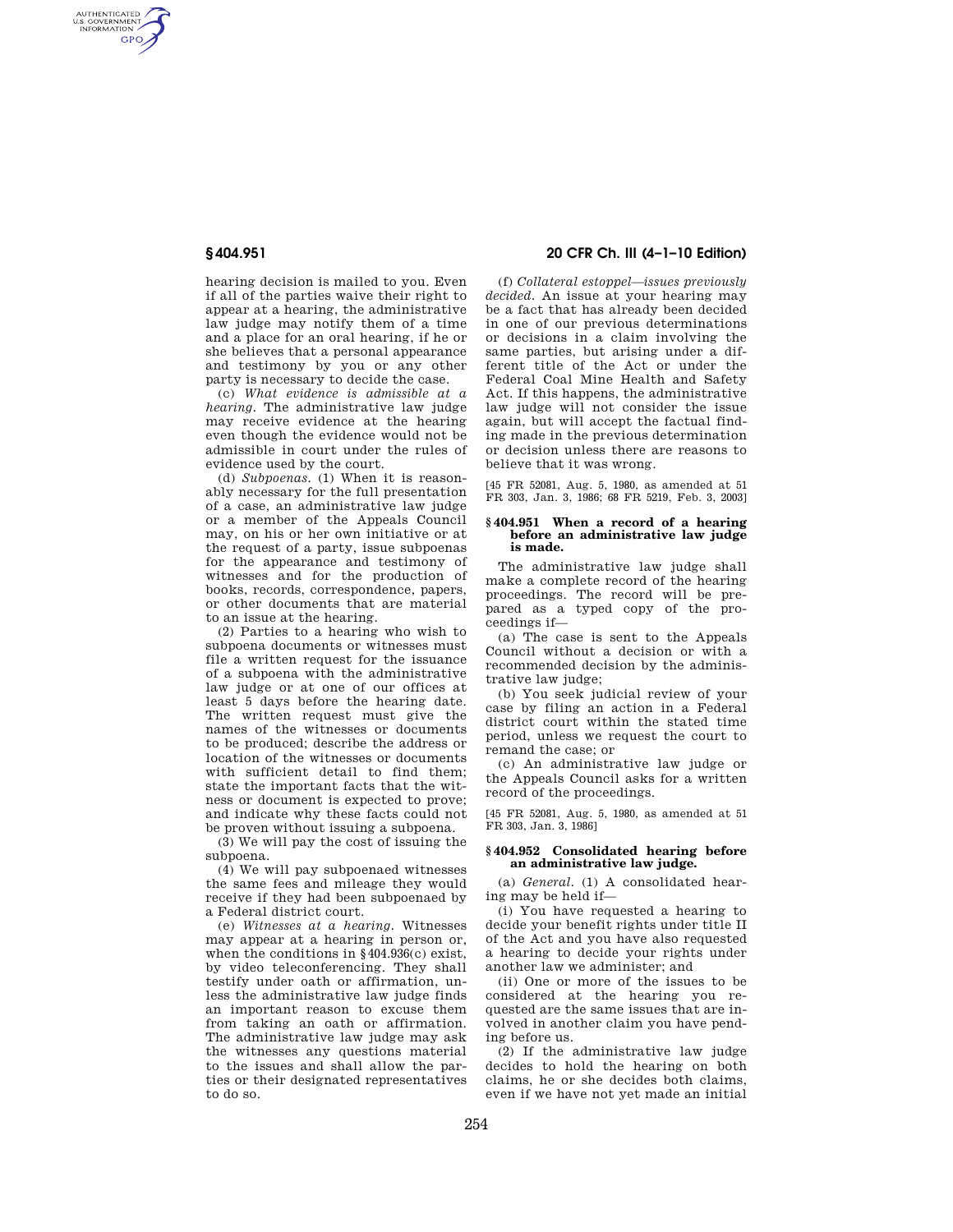hearing decision is mailed to you. Even if all of the parties waive their right to appear at a hearing, the administrative law judge may notify them of a time and a place for an oral hearing, if he or she believes that a personal appearance and testimony by you or any other party is necessary to decide the case.

(c) *What evidence is admissible at a hearing.* The administrative law judge may receive evidence at the hearing even though the evidence would not be admissible in court under the rules of evidence used by the court.

(d) *Subpoenas.* (1) When it is reasonably necessary for the full presentation of a case, an administrative law judge or a member of the Appeals Council may, on his or her own initiative or at the request of a party, issue subpoenas for the appearance and testimony of witnesses and for the production of books, records, correspondence, papers, or other documents that are material to an issue at the hearing.

(2) Parties to a hearing who wish to subpoena documents or witnesses must file a written request for the issuance of a subpoena with the administrative law judge or at one of our offices at least 5 days before the hearing date. The written request must give the names of the witnesses or documents to be produced; describe the address or location of the witnesses or documents with sufficient detail to find them; state the important facts that the witness or document is expected to prove; and indicate why these facts could not be proven without issuing a subpoena.

(3) We will pay the cost of issuing the subpoena.

(4) We will pay subpoenaed witnesses the same fees and mileage they would receive if they had been subpoenaed by a Federal district court.

(e) *Witnesses at a hearing.* Witnesses may appear at a hearing in person or, when the conditions in §404.936(c) exist, by video teleconferencing. They shall testify under oath or affirmation, unless the administrative law judge finds an important reason to excuse them from taking an oath or affirmation. The administrative law judge may ask the witnesses any questions material to the issues and shall allow the parties or their designated representatives to do so.

(f) *Collateral estoppel—issues previously decided.* An issue at your hearing may be a fact that has already been decided in one of our previous determinations or decisions in a claim involving the same parties, but arising under a different title of the Act or under the Federal Coal Mine Health and Safety Act. If this happens, the administrative law judge will not consider the issue again, but will accept the factual finding made in the previous determination or decision unless there are reasons to believe that it was wrong.

[45 FR 52081, Aug. 5, 1980, as amended at 51 FR 303, Jan. 3, 1986; 68 FR 5219, Feb. 3, 2003]

### §404.951 When a record of a hearing before an administrative law judge is made.

The administrative law judge shall make a complete record of the hearing proceedings. The record will be prepared as a typed copy of the proceedings if—

(a) The case is sent to the Appeals Council without a decision or with a recommended decision by the administrative law judge;

(b) You seek judicial review of your case by filing an action in a Federal district court within the stated time period, unless we request the court to remand the case; or

(c) An administrative law judge or the Appeals Council asks for a written record of the proceedings.

[45 FR 52081, Aug. 5, 1980, as amended at 51 FR 303, Jan. 3, 1986]

### §404.952 Consolidated hearing before an administrative law judge.

(a) *General.* (1) A consolidated hearing may be held if—

(i) You have requested a hearing to decide your benefit rights under title II of the Act and you have also requested a hearing to decide your rights under another law we administer; and

(ii) One or more of the issues to be considered at the hearing you requested are the same issues that are involved in another claim you have pending before us.

(2) If the administrative law judge decides to hold the hearing on both claims, he or she decides both claims, even if we have not yet made an initial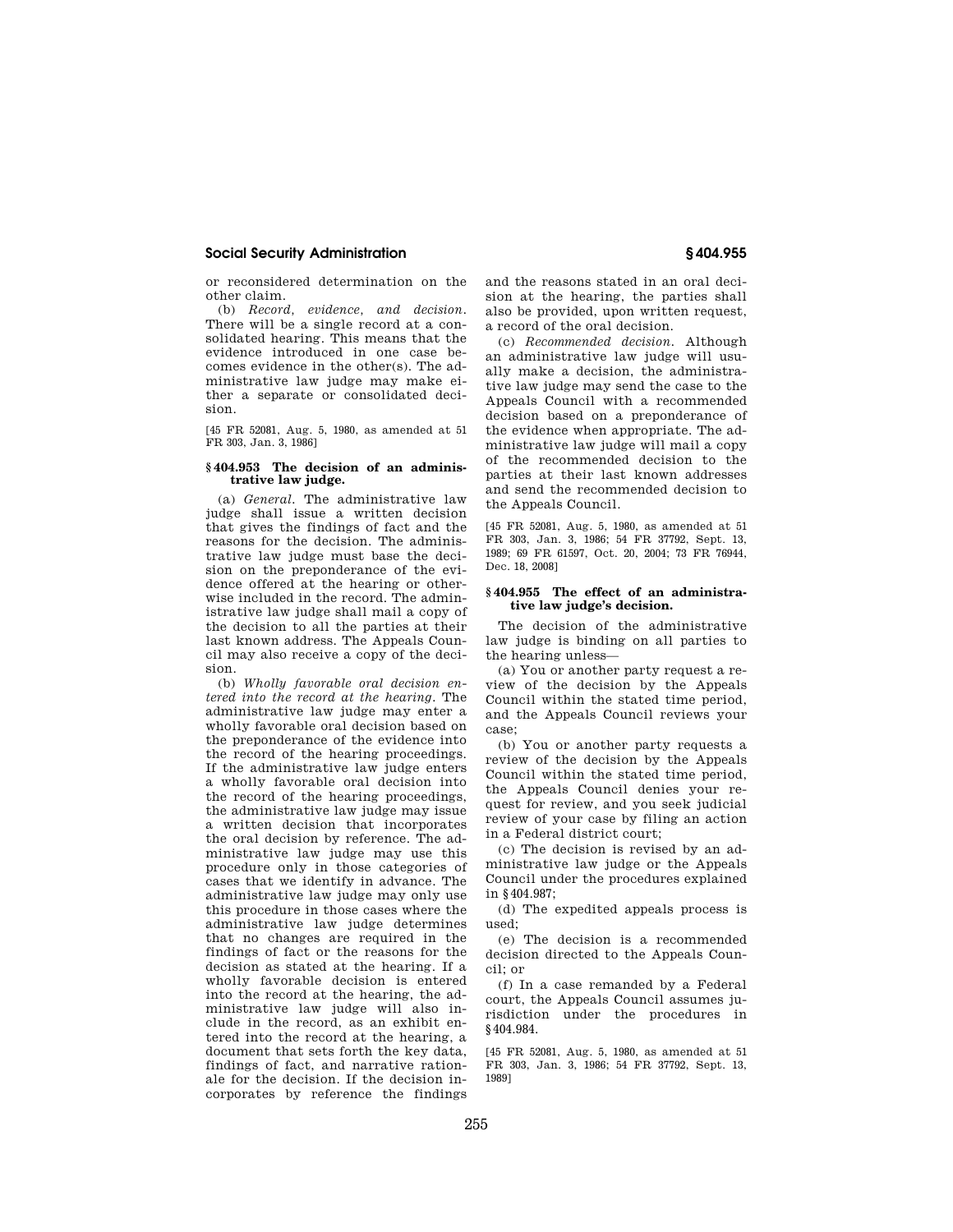or reconsidered determination on the other claim.

(b) *Record, evidence, and decision.* There will be a single record at a consolidated hearing. This means that the evidence introduced in one case becomes evidence in the other(s). The administrative law judge may make either a separate or consolidated decision.

[45 FR 52081, Aug. 5, 1980, as amended at 51 FR 303, Jan. 3, 1986]

### § 404.953 The decision of an administrative law judge.

(a) *General.* The administrative law judge shall issue a written decision that gives the findings of fact and the reasons for the decision. The administrative law judge must base the decision on the preponderance of the evidence offered at the hearing or otherwise included in the record. The administrative law judge shall mail a copy of the decision to all the parties at their last known address. The Appeals Council may also receive a copy of the decision.

(b) *Wholly favorable oral decision entered into the record at the hearing.* The administrative law judge may enter a wholly favorable oral decision based on the preponderance of the evidence into the record of the hearing proceedings. If the administrative law judge enters a wholly favorable oral decision into the record of the hearing proceedings, the administrative law judge may issue a written decision that incorporates the oral decision by reference. The administrative law judge may use this procedure only in those categories of cases that we identify in advance. The administrative law judge may only use this procedure in those cases where the administrative law judge determines that no changes are required in the findings of fact or the reasons for the decision as stated at the hearing. If a wholly favorable decision is entered into the record at the hearing, the administrative law judge will also include in the record, as an exhibit entered into the record at the hearing, a document that sets forth the key data, findings of fact, and narrative rationale for the decision. If the decision incorporates by reference the findings and the reasons stated in an oral decision at the hearing, the parties shall also be provided, upon written request, a record of the oral decision.

(c) *Recommended decision.* Although an administrative law judge will usually make a decision, the administrative law judge may send the case to the Appeals Council with a recommended decision based on a preponderance of the evidence when appropriate. The administrative law judge will mail a copy of the recommended decision to the parties at their last known addresses and send the recommended decision to the Appeals Council.

[45 FR 52081, Aug. 5, 1980, as amended at 51 FR 303, Jan. 3, 1986; 54 FR 37792, Sept. 13, 1989; 69 FR 61597, Oct. 20, 2004; 73 FR 76944, Dec. 18, 2008]

### § 404.955 The effect of an administrative law judge's decision.

The decision of the administrative law judge is binding on all parties to the hearing unless—

(a) You or another party request a review of the decision by the Appeals Council within the stated time period, and the Appeals Council reviews your case;

(b) You or another party requests a review of the decision by the Appeals Council within the stated time period, the Appeals Council denies your request for review, and you seek judicial review of your case by filing an action in a Federal district court;

(c) The decision is revised by an administrative law judge or the Appeals Council under the procedures explained in § 404.987;

(d) The expedited appeals process is used;

(e) The decision is a recommended decision directed to the Appeals Council; or

(f) In a case remanded by a Federal court, the Appeals Council assumes jurisdiction under the procedures in § 404.984.

[45 FR 52081, Aug. 5, 1980, as amended at 51 FR 303, Jan. 3, 1986; 54 FR 37792, Sept. 13, 1989]